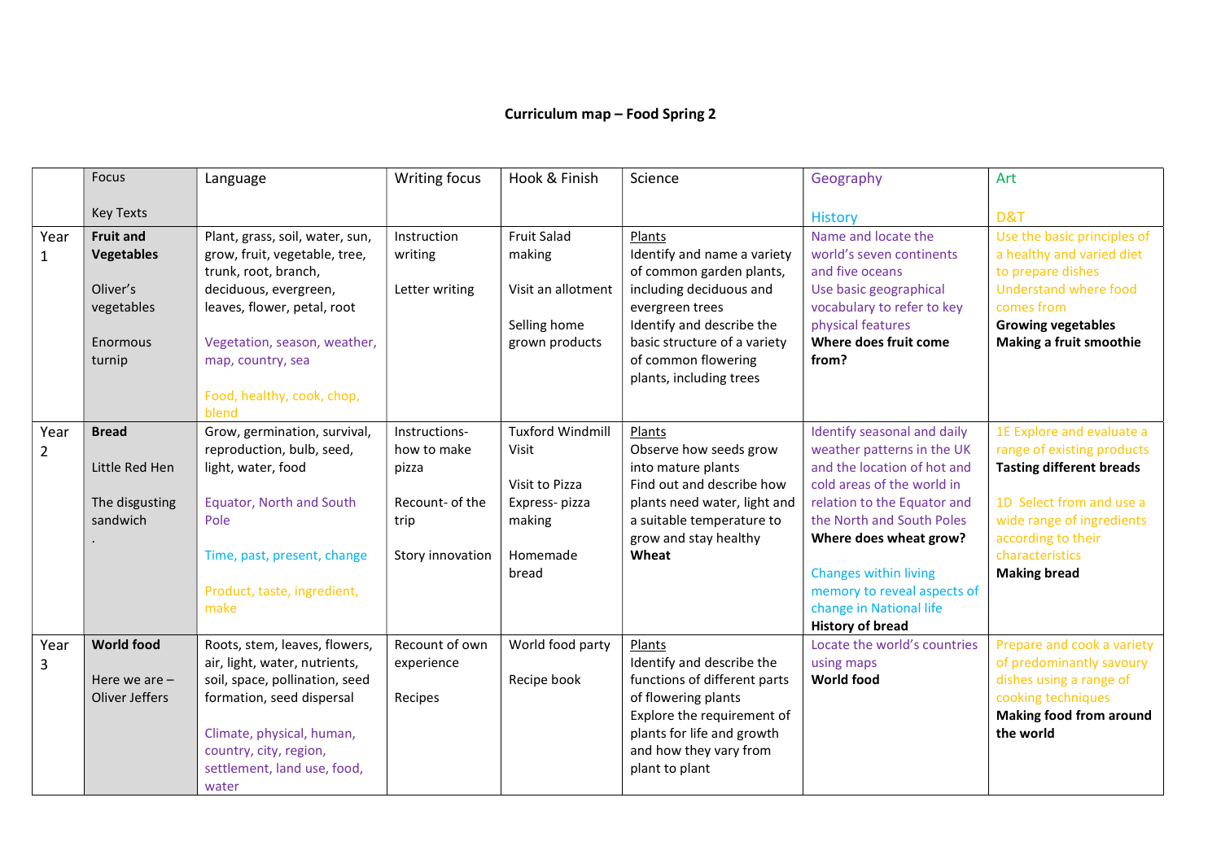# Curriculum map – Food Spring 2

| | Focus<br><br>Key Texts | Language | Writing focus | Hook & Finish | Science | Geography<br><br>History | Art<br><br>D&T |
|---|---|---|---|---|---|---|---|
| Year 1 | **Fruit and Vegetables**<br><br>Oliver's vegetables<br><br>Enormous turnip | Plant, grass, soil, water, sun, grow, fruit, vegetable, tree, trunk, root, branch, deciduous, evergreen, leaves, flower, petal, root<br><br>Vegetation, season, weather, map, country, sea<br><br>Food, healthy, cook, chop, blend | Instruction writing<br><br>Letter writing | Fruit Salad making<br><br>Visit an allotment<br><br>Selling home grown products | Plants<br>Identify and name a variety of common garden plants, including deciduous and evergreen trees<br>Identify and describe the basic structure of a variety of common flowering plants, including trees | Name and locate the world's seven continents and five oceans<br>Use basic geographical vocabulary to refer to key physical features<br>**Where does fruit come from?** | Use the basic principles of a healthy and varied diet to prepare dishes<br>Understand where food comes from<br>**Growing vegetables**<br>**Making a fruit smoothie** |
| Year 2 | **Bread**<br><br>Little Red Hen<br><br>The disgusting sandwich<br>. | Grow, germination, survival, reproduction, bulb, seed, light, water, food<br><br>Equator, North and South Pole<br><br>Time, past, present, change<br><br>Product, taste, ingredient, make | Instructions-how to make pizza<br><br>Recount- of the trip<br><br>Story innovation | Tuxford Windmill Visit<br><br>Visit to Pizza Express- pizza making<br><br>Homemade bread | Plants<br>Observe how seeds grow into mature plants<br>Find out and describe how plants need water, light and a suitable temperature to grow and stay healthy<br>**Wheat** | Identify seasonal and daily weather patterns in the UK and the location of hot and cold areas of the world in relation to the Equator and the North and South Poles<br>**Where does wheat grow?**<br><br>Changes within living memory to reveal aspects of change in National life<br>**History of bread** | 1E Explore and evaluate a range of existing products<br>**Tasting different breads**<br><br>1D Select from and use a wide range of ingredients according to their characteristics<br>**Making bread** |
| Year 3 | **World food**<br><br>Here we are – Oliver Jeffers | Roots, stem, leaves, flowers, air, light, water, nutrients, soil, space, pollination, seed formation, seed dispersal<br><br>Climate, physical, human, country, city, region, settlement, land use, food, water | Recount of own experience<br><br>Recipes | World food party<br><br>Recipe book | Plants<br>Identify and describe the functions of different parts of flowering plants<br>Explore the requirement of plants for life and growth and how they vary from plant to plant | Locate the world's countries using maps<br>**World food** | Prepare and cook a variety of predominantly savoury dishes using a range of cooking techniques<br>**Making food from around the world** |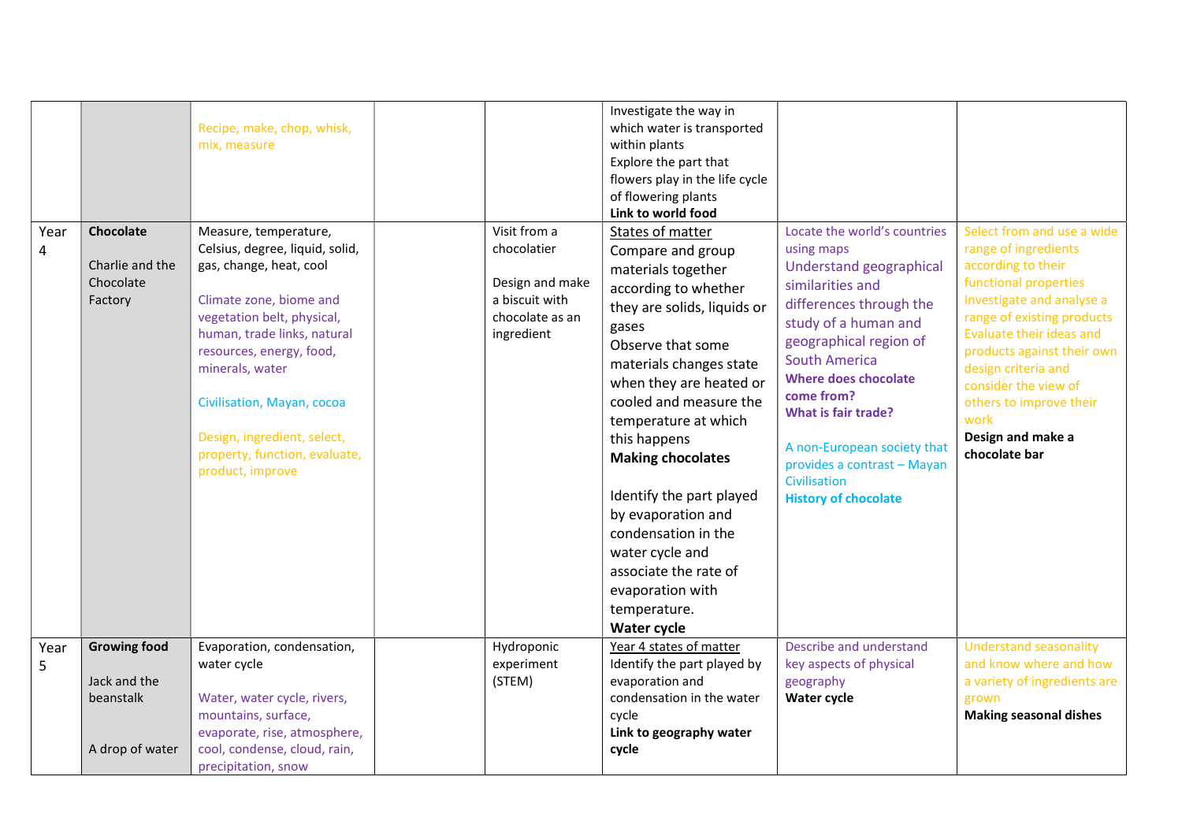| | | | | | | | |
|---|---|---|---|---|---|---|---|
| | | Recipe, make, chop, whisk, mix, measure | | | Investigate the way in which water is transported within plants<br>Explore the part that flowers play in the life cycle of flowering plants<br>**Link to world food** | | |
| Year 4 | **Chocolate**<br><br>Charlie and the Chocolate Factory | Measure, temperature, Celsius, degree, liquid, solid, gas, change, heat, cool<br><br>Climate zone, biome and vegetation belt, physical, human, trade links, natural resources, energy, food, minerals, water<br><br>Civilisation, Mayan, cocoa<br><br>Design, ingredient, select, property, function, evaluate, product, improve | | Visit from a chocolatier<br><br>Design and make a biscuit with chocolate as an ingredient | States of matter<br>Compare and group materials together according to whether they are solids, liquids or gases<br>Observe that some materials changes state when they are heated or cooled and measure the temperature at which this happens<br>**Making chocolates**<br><br>Identify the part played by evaporation and condensation in the water cycle and associate the rate of evaporation with temperature.<br>**Water cycle** | Locate the world's countries using maps<br>Understand geographical similarities and differences through the study of a human and geographical region of South America<br>**Where does chocolate come from?**<br>**What is fair trade?**<br><br>A non-European society that provides a contrast – Mayan Civilisation<br>**History of chocolate** | Select from and use a wide range of ingredients according to their functional properties<br>Investigate and analyse a range of existing products<br>Evaluate their ideas and products against their own design criteria and consider the view of others to improve their work<br>**Design and make a chocolate bar** |
| Year 5 | **Growing food**<br><br>Jack and the beanstalk<br><br><br>A drop of water | Evaporation, condensation, water cycle<br><br>Water, water cycle, rivers, mountains, surface, evaporate, rise, atmosphere, cool, condense, cloud, rain, precipitation, snow | | Hydroponic experiment (STEM) | Year 4 states of matter<br>Identify the part played by evaporation and condensation in the water cycle<br>**Link to geography water cycle** | Describe and understand key aspects of physical geography<br>**Water cycle** | Understand seasonality and know where and how a variety of ingredients are grown<br>**Making seasonal dishes** |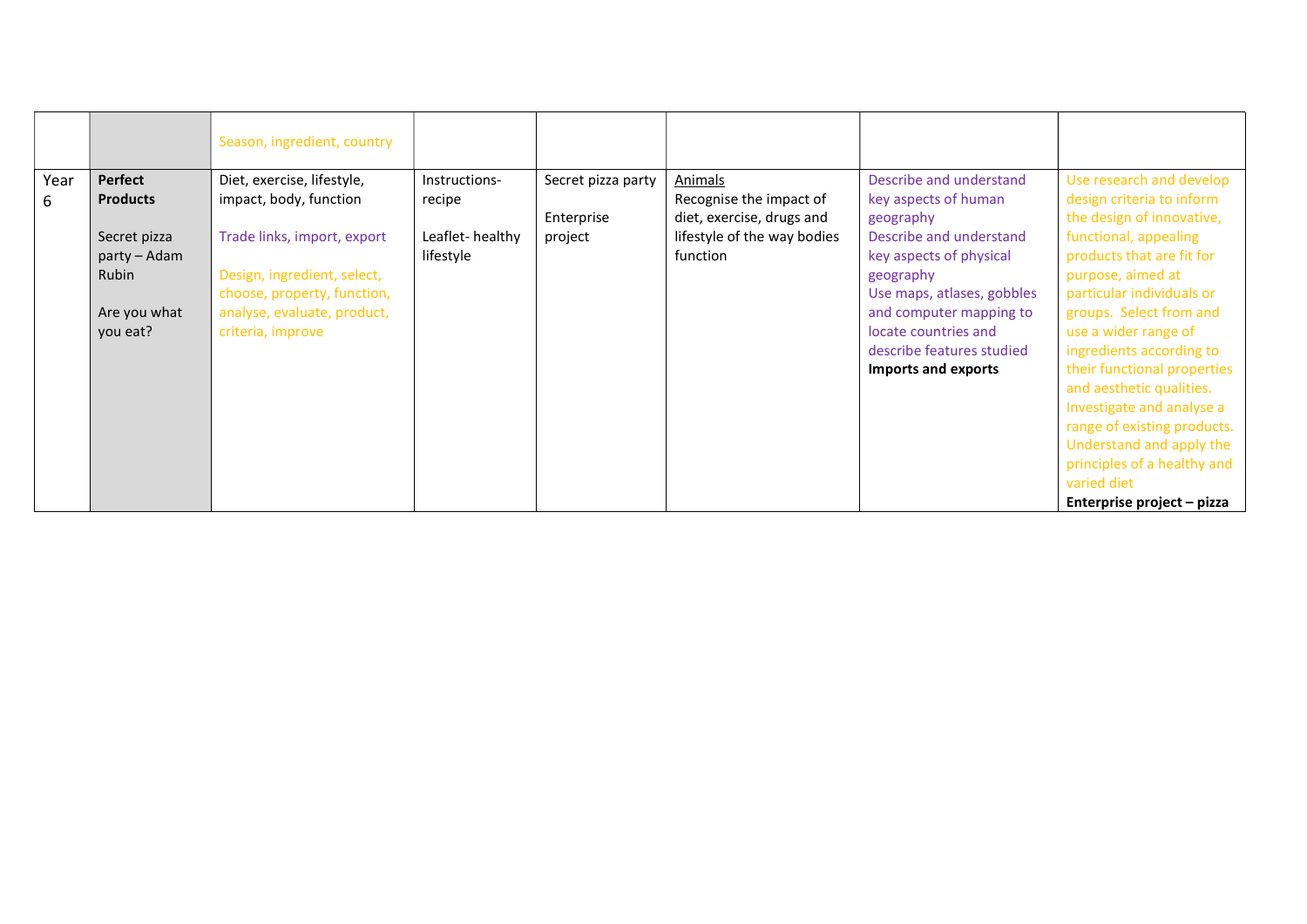| | | | | | | | |
|---|---|---|---|---|---|---|---|
| | | Season, ingredient, country | | | | | |
| Year 6 | **Perfect Products**<br><br>Secret pizza party – Adam Rubin<br><br>Are you what you eat? | Diet, exercise, lifestyle, impact, body, function<br><br>Trade links, import, export<br><br>Design, ingredient, select, choose, property, function, analyse, evaluate, product, criteria, improve | Instructions- recipe<br><br>Leaflet- healthy lifestyle | Secret pizza party<br><br>Enterprise project | Animals<br>Recognise the impact of diet, exercise, drugs and lifestyle of the way bodies function | Describe and understand key aspects of human geography<br>Describe and understand key aspects of physical geography<br>Use maps, atlases, gobbles and computer mapping to locate countries and describe features studied<br>**Imports and exports** | Use research and develop design criteria to inform the design of innovative, functional, appealing products that are fit for purpose, aimed at particular individuals or groups. Select from and use a wider range of ingredients according to their functional properties and aesthetic qualities. Investigate and analyse a range of existing products. Understand and apply the principles of a healthy and varied diet<br>**Enterprise project – pizza** |